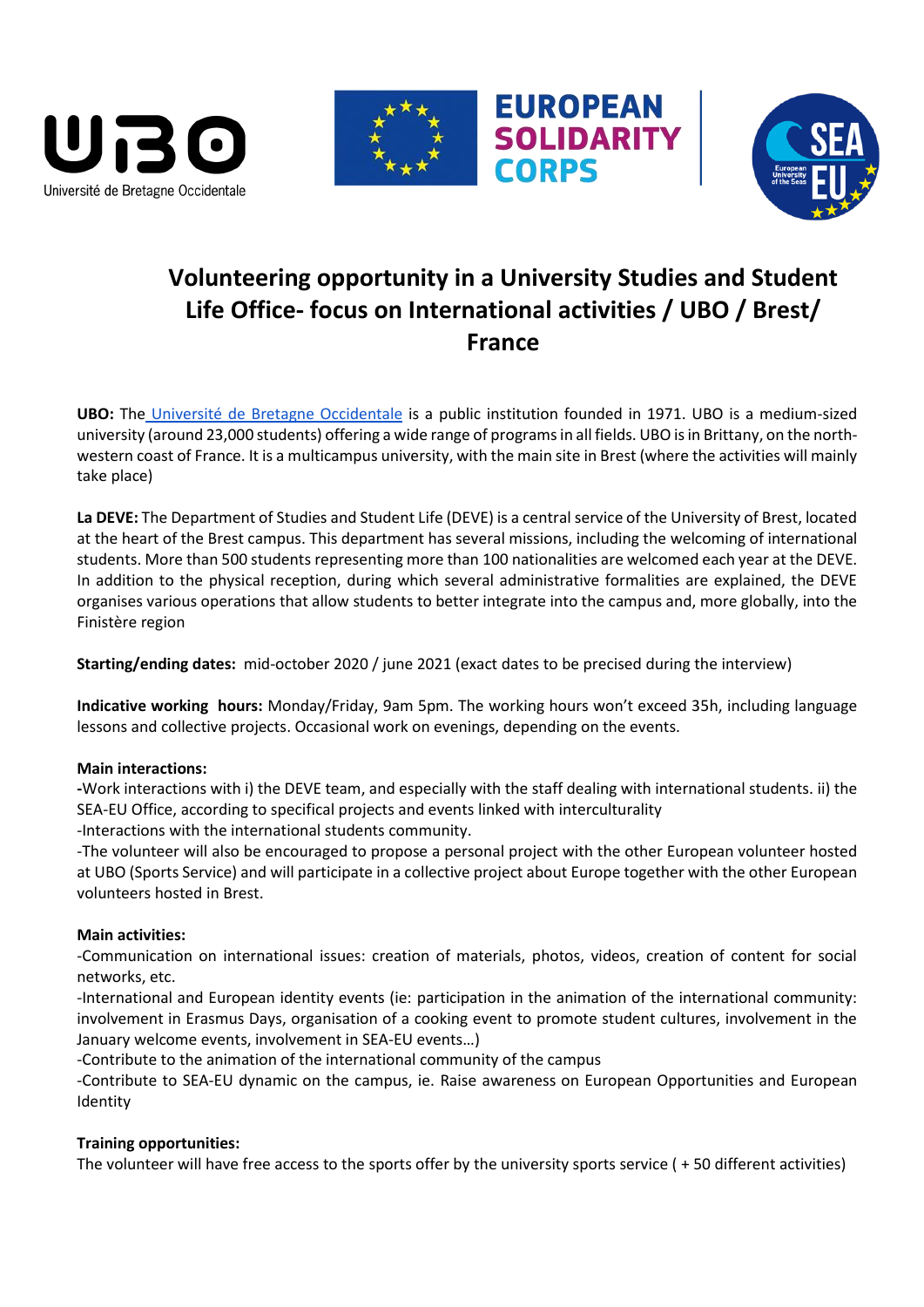UBO Université de Bretagne Occidentale

EUROPEAN SOLIDARITY CORPS

SEA EU European University of the Seas

# Volunteering opportunity in a University Studies and Student Life Office- focus on International activities / UBO / Brest/ France

**UBO:** The Université de Bretagne Occidentale is a public institution founded in 1971. UBO is a medium-sized university (around 23,000 students) offering a wide range of programs in all fields. UBO is in Brittany, on the north-western coast of France. It is a multicampus university, with the main site in Brest (where the activities will mainly take place)

**La DEVE:** The Department of Studies and Student Life (DEVE) is a central service of the University of Brest, located at the heart of the Brest campus. This department has several missions, including the welcoming of international students. More than 500 students representing more than 100 nationalities are welcomed each year at the DEVE. In addition to the physical reception, during which several administrative formalities are explained, the DEVE organises various operations that allow students to better integrate into the campus and, more globally, into the Finistère region

**Starting/ending dates:** mid-october 2020 / june 2021 (exact dates to be precised during the interview)

**Indicative working hours:** Monday/Friday, 9am 5pm. The working hours won't exceed 35h, including language lessons and collective projects. Occasional work on evenings, depending on the events.

**Main interactions:**

-Work interactions with i) the DEVE team, and especially with the staff dealing with international students. ii) the SEA-EU Office, according to specifical projects and events linked with interculturality

-Interactions with the international students community.

-The volunteer will also be encouraged to propose a personal project with the other European volunteer hosted at UBO (Sports Service) and will participate in a collective project about Europe together with the other European volunteers hosted in Brest.

**Main activities:**

-Communication on international issues: creation of materials, photos, videos, creation of content for social networks, etc.

-International and European identity events (ie: participation in the animation of the international community: involvement in Erasmus Days, organisation of a cooking event to promote student cultures, involvement in the January welcome events, involvement in SEA-EU events…)

-Contribute to the animation of the international community of the campus

-Contribute to SEA-EU dynamic on the campus, ie. Raise awareness on European Opportunities and European Identity

**Training opportunities:**

The volunteer will have free access to the sports offer by the university sports service ( + 50 different activities)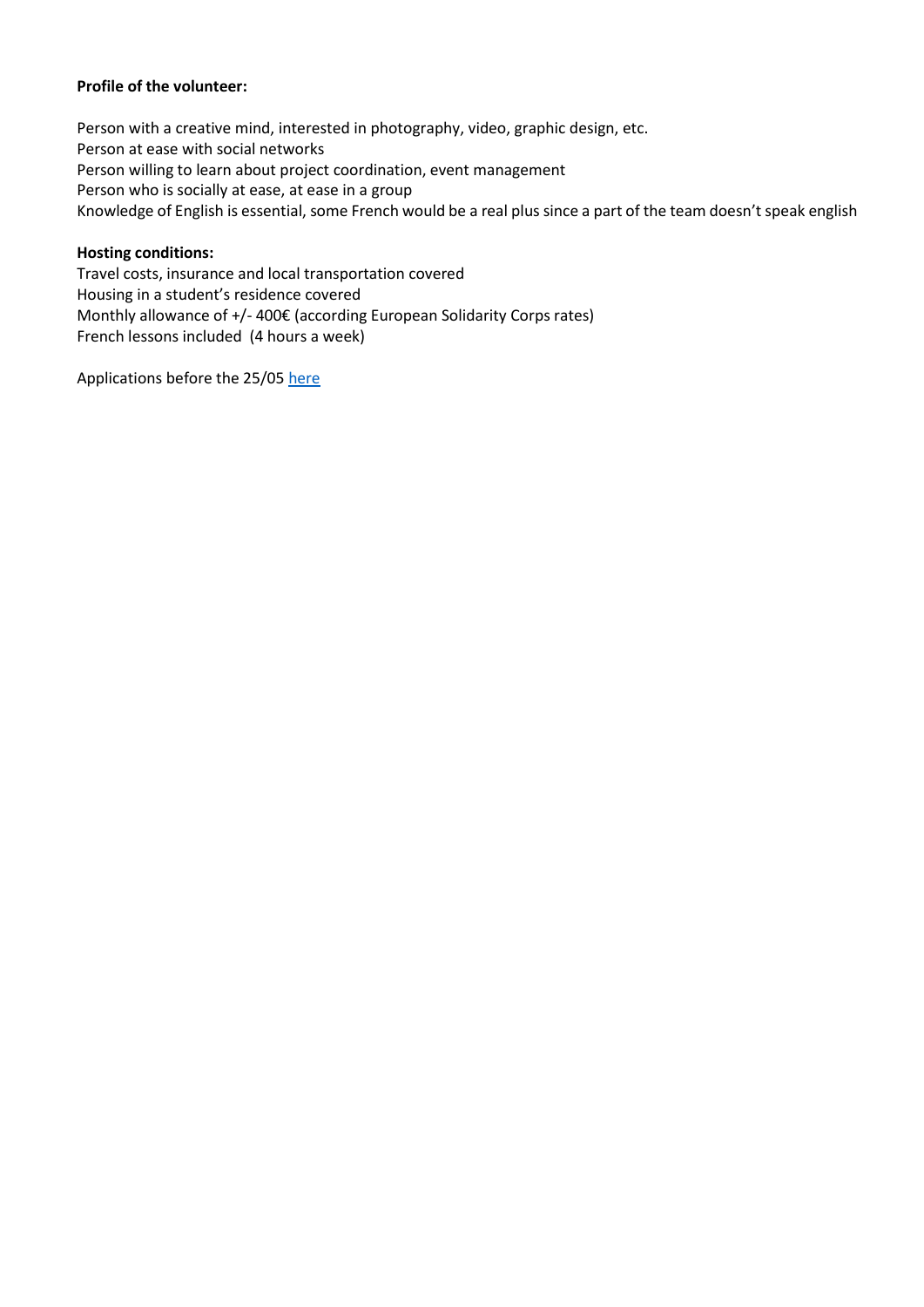**Profile of the volunteer:**

Person with a creative mind, interested in photography, video, graphic design, etc.
Person at ease with social networks
Person willing to learn about project coordination, event management
Person who is socially at ease, at ease in a group
Knowledge of English is essential, some French would be a real plus since a part of the team doesn't speak english

**Hosting conditions:**
Travel costs, insurance and local transportation covered
Housing in a student's residence covered
Monthly allowance of +/- 400€ (according European Solidarity Corps rates)
French lessons included (4 hours a week)

Applications before the 25/05 [here]